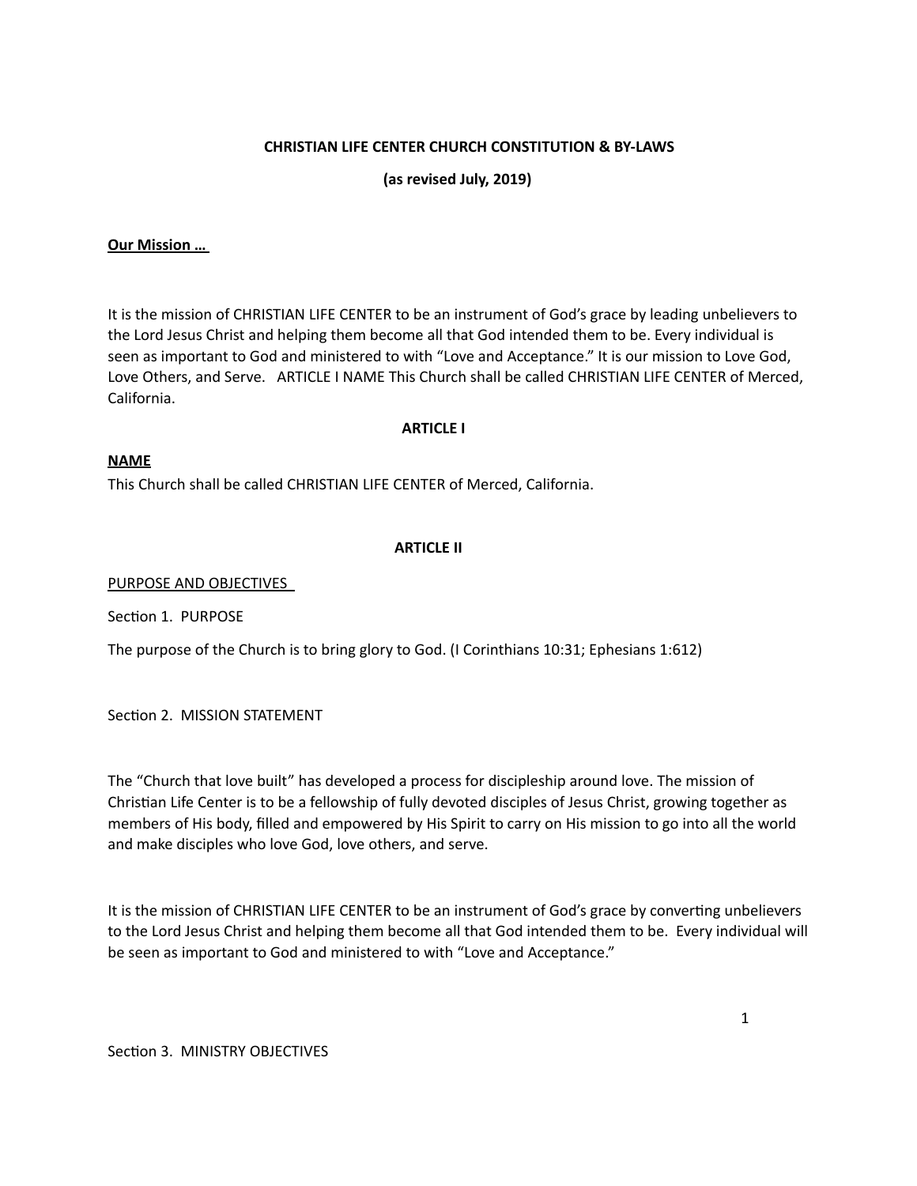**CHRISTIAN LIFE CENTER CHURCH CONSTITUTION & BY-LAWS**

**(as revised July, 2019)**

**Our Mission …**

It is the mission of CHRISTIAN LIFE CENTER to be an instrument of God's grace by leading unbelievers to the Lord Jesus Christ and helping them become all that God intended them to be. Every individual is seen as important to God and ministered to with "Love and Acceptance." It is our mission to Love God, Love Others, and Serve. ARTICLE I NAME This Church shall be called CHRISTIAN LIFE CENTER of Merced, California.

## ARTICLE I

**NAME**

This Church shall be called CHRISTIAN LIFE CENTER of Merced, California.

## ARTICLE II

PURPOSE AND OBJECTIVES

Section 1. PURPOSE

The purpose of the Church is to bring glory to God. (I Corinthians 10:31; Ephesians 1:612)

Section 2. MISSION STATEMENT

The "Church that love built" has developed a process for discipleship around love. The mission of Christian Life Center is to be a fellowship of fully devoted disciples of Jesus Christ, growing together as members of His body, filled and empowered by His Spirit to carry on His mission to go into all the world and make disciples who love God, love others, and serve.

It is the mission of CHRISTIAN LIFE CENTER to be an instrument of God's grace by converting unbelievers to the Lord Jesus Christ and helping them become all that God intended them to be. Every individual will be seen as important to God and ministered to with "Love and Acceptance."

Section 3. MINISTRY OBJECTIVES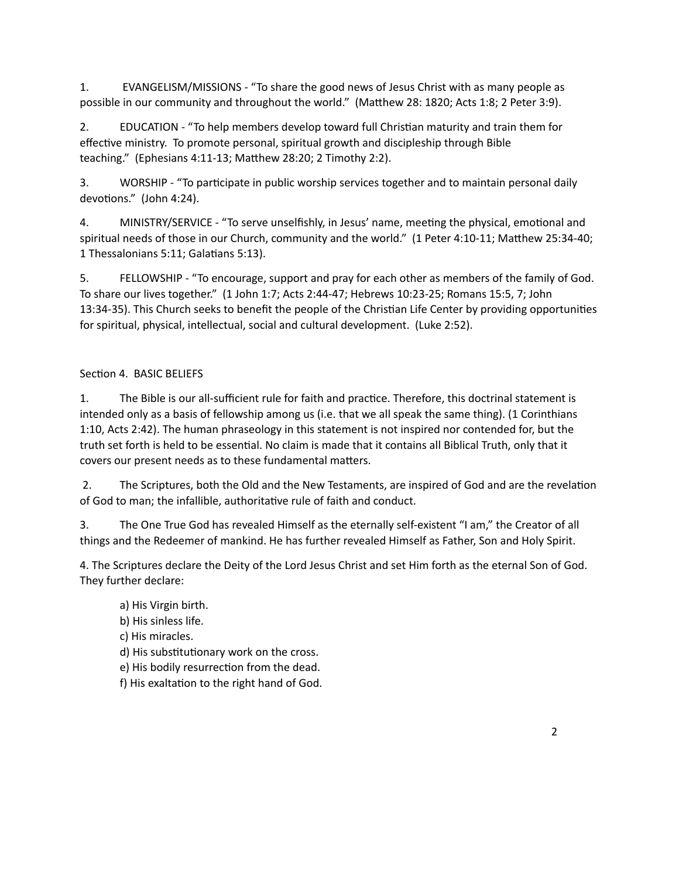1. EVANGELISM/MISSIONS - "To share the good news of Jesus Christ with as many people as possible in our community and throughout the world." (Matthew 28: 1820; Acts 1:8; 2 Peter 3:9).

2. EDUCATION - "To help members develop toward full Christian maturity and train them for effective ministry. To promote personal, spiritual growth and discipleship through Bible teaching." (Ephesians 4:11-13; Matthew 28:20; 2 Timothy 2:2).

3. WORSHIP - "To participate in public worship services together and to maintain personal daily devotions." (John 4:24).

4. MINISTRY/SERVICE - "To serve unselfishly, in Jesus' name, meeting the physical, emotional and spiritual needs of those in our Church, community and the world." (1 Peter 4:10-11; Matthew 25:34-40; 1 Thessalonians 5:11; Galatians 5:13).

5. FELLOWSHIP - "To encourage, support and pray for each other as members of the family of God. To share our lives together." (1 John 1:7; Acts 2:44-47; Hebrews 10:23-25; Romans 15:5, 7; John 13:34-35). This Church seeks to benefit the people of the Christian Life Center by providing opportunities for spiritual, physical, intellectual, social and cultural development. (Luke 2:52).

## Section 4. BASIC BELIEFS

1. The Bible is our all-sufficient rule for faith and practice. Therefore, this doctrinal statement is intended only as a basis of fellowship among us (i.e. that we all speak the same thing). (1 Corinthians 1:10, Acts 2:42). The human phraseology in this statement is not inspired nor contended for, but the truth set forth is held to be essential. No claim is made that it contains all Biblical Truth, only that it covers our present needs as to these fundamental matters.

2. The Scriptures, both the Old and the New Testaments, are inspired of God and are the revelation of God to man; the infallible, authoritative rule of faith and conduct.

3. The One True God has revealed Himself as the eternally self-existent "I am," the Creator of all things and the Redeemer of mankind. He has further revealed Himself as Father, Son and Holy Spirit.

4. The Scriptures declare the Deity of the Lord Jesus Christ and set Him forth as the eternal Son of God. They further declare:

   a) His Virgin birth.
   b) His sinless life.
   c) His miracles.
   d) His substitutionary work on the cross.
   e) His bodily resurrection from the dead.
   f) His exaltation to the right hand of God.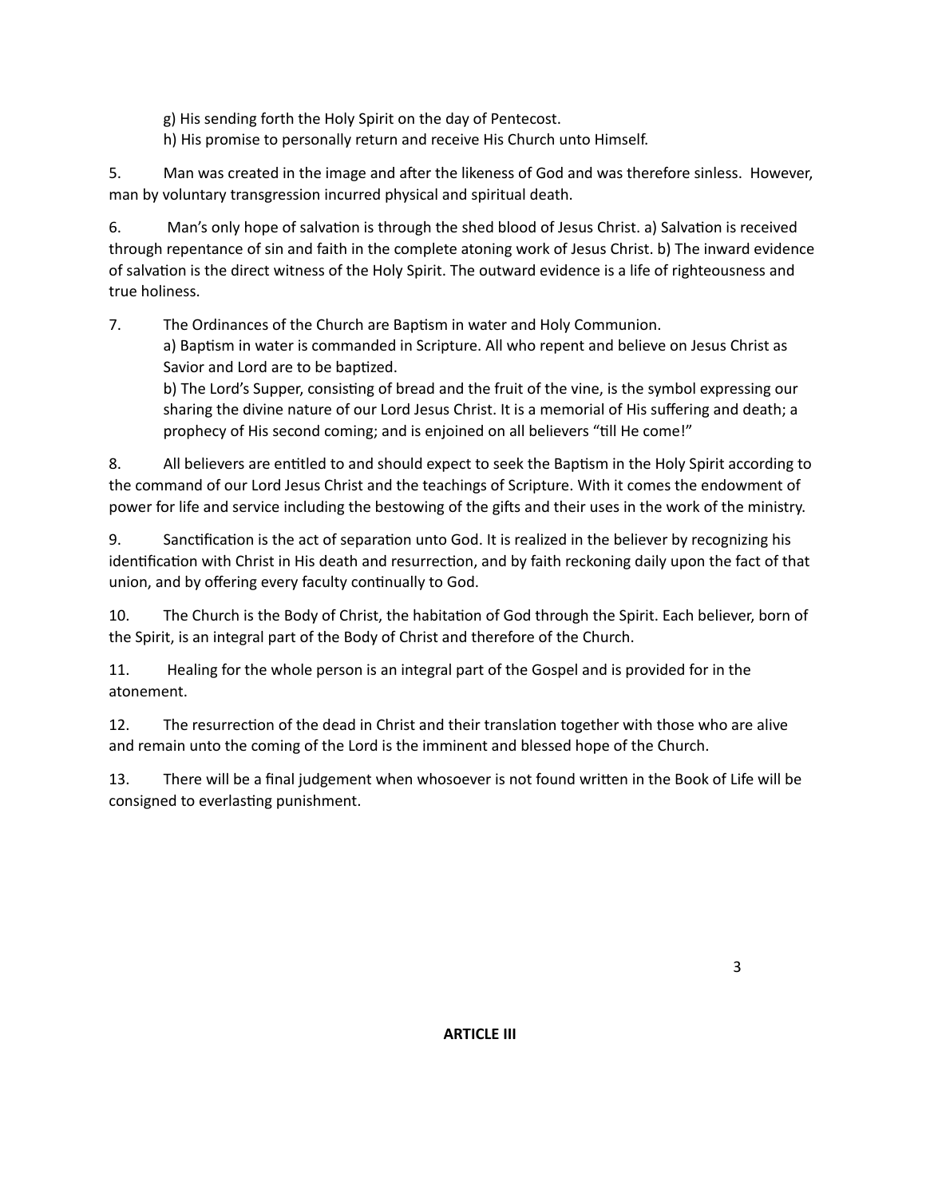g) His sending forth the Holy Spirit on the day of Pentecost.
h) His promise to personally return and receive His Church unto Himself.

5. Man was created in the image and after the likeness of God and was therefore sinless. However, man by voluntary transgression incurred physical and spiritual death.

6. Man's only hope of salvation is through the shed blood of Jesus Christ. a) Salvation is received through repentance of sin and faith in the complete atoning work of Jesus Christ. b) The inward evidence of salvation is the direct witness of the Holy Spirit. The outward evidence is a life of righteousness and true holiness.

7. The Ordinances of the Church are Baptism in water and Holy Communion.
a) Baptism in water is commanded in Scripture. All who repent and believe on Jesus Christ as Savior and Lord are to be baptized.
b) The Lord's Supper, consisting of bread and the fruit of the vine, is the symbol expressing our sharing the divine nature of our Lord Jesus Christ. It is a memorial of His suffering and death; a prophecy of His second coming; and is enjoined on all believers "till He come!"

8. All believers are entitled to and should expect to seek the Baptism in the Holy Spirit according to the command of our Lord Jesus Christ and the teachings of Scripture. With it comes the endowment of power for life and service including the bestowing of the gifts and their uses in the work of the ministry.

9. Sanctification is the act of separation unto God. It is realized in the believer by recognizing his identification with Christ in His death and resurrection, and by faith reckoning daily upon the fact of that union, and by offering every faculty continually to God.

10. The Church is the Body of Christ, the habitation of God through the Spirit. Each believer, born of the Spirit, is an integral part of the Body of Christ and therefore of the Church.

11. Healing for the whole person is an integral part of the Gospel and is provided for in the atonement.

12. The resurrection of the dead in Christ and their translation together with those who are alive and remain unto the coming of the Lord is the imminent and blessed hope of the Church.

13. There will be a final judgement when whosoever is not found written in the Book of Life will be consigned to everlasting punishment.

**ARTICLE III**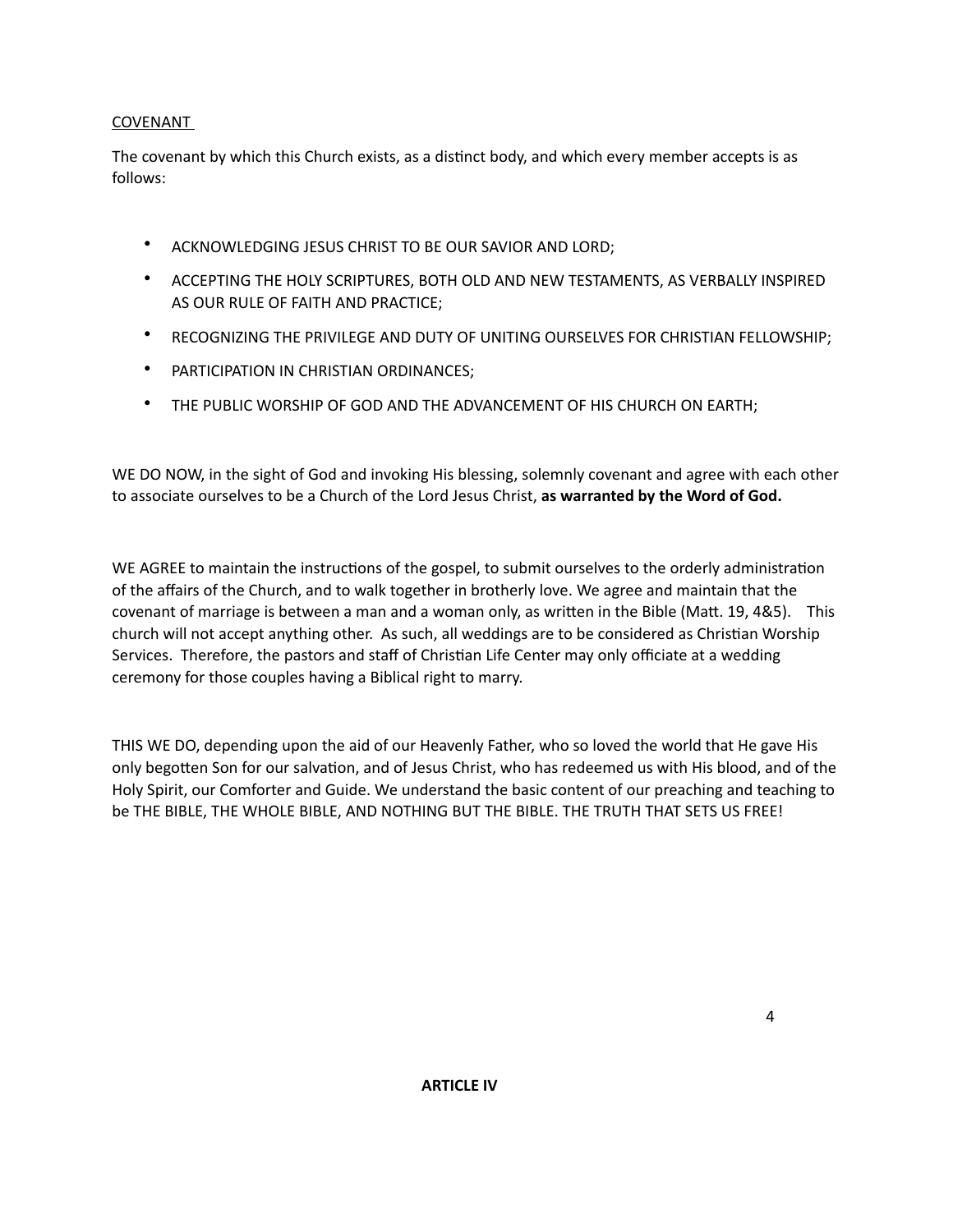COVENANT

The covenant by which this Church exists, as a distinct body, and which every member accepts is as follows:

- ACKNOWLEDGING JESUS CHRIST TO BE OUR SAVIOR AND LORD;
- ACCEPTING THE HOLY SCRIPTURES, BOTH OLD AND NEW TESTAMENTS, AS VERBALLY INSPIRED AS OUR RULE OF FAITH AND PRACTICE;
- RECOGNIZING THE PRIVILEGE AND DUTY OF UNITING OURSELVES FOR CHRISTIAN FELLOWSHIP;
- PARTICIPATION IN CHRISTIAN ORDINANCES;
- THE PUBLIC WORSHIP OF GOD AND THE ADVANCEMENT OF HIS CHURCH ON EARTH;

WE DO NOW, in the sight of God and invoking His blessing, solemnly covenant and agree with each other to associate ourselves to be a Church of the Lord Jesus Christ, **as warranted by the Word of God.**

WE AGREE to maintain the instructions of the gospel, to submit ourselves to the orderly administration of the affairs of the Church, and to walk together in brotherly love. We agree and maintain that the covenant of marriage is between a man and a woman only, as written in the Bible (Matt. 19, 4&5). This church will not accept anything other. As such, all weddings are to be considered as Christian Worship Services. Therefore, the pastors and staff of Christian Life Center may only officiate at a wedding ceremony for those couples having a Biblical right to marry.

THIS WE DO, depending upon the aid of our Heavenly Father, who so loved the world that He gave His only begotten Son for our salvation, and of Jesus Christ, who has redeemed us with His blood, and of the Holy Spirit, our Comforter and Guide. We understand the basic content of our preaching and teaching to be THE BIBLE, THE WHOLE BIBLE, AND NOTHING BUT THE BIBLE. THE TRUTH THAT SETS US FREE!

**ARTICLE IV**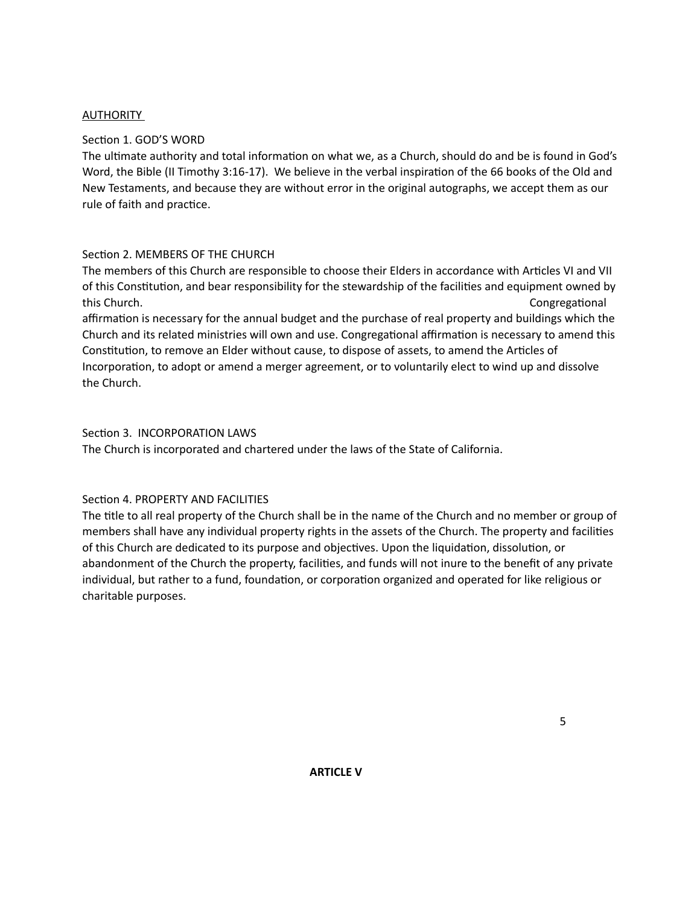<u>AUTHORITY</u>

Section 1. GOD'S WORD

The ultimate authority and total information on what we, as a Church, should do and be is found in God's Word, the Bible (II Timothy 3:16-17). We believe in the verbal inspiration of the 66 books of the Old and New Testaments, and because they are without error in the original autographs, we accept them as our rule of faith and practice.

Section 2. MEMBERS OF THE CHURCH

The members of this Church are responsible to choose their Elders in accordance with Articles VI and VII of this Constitution, and bear responsibility for the stewardship of the facilities and equipment owned by this Church. Congregational affirmation is necessary for the annual budget and the purchase of real property and buildings which the Church and its related ministries will own and use. Congregational affirmation is necessary to amend this Constitution, to remove an Elder without cause, to dispose of assets, to amend the Articles of Incorporation, to adopt or amend a merger agreement, or to voluntarily elect to wind up and dissolve the Church.

Section 3. INCORPORATION LAWS

The Church is incorporated and chartered under the laws of the State of California.

Section 4. PROPERTY AND FACILITIES

The title to all real property of the Church shall be in the name of the Church and no member or group of members shall have any individual property rights in the assets of the Church. The property and facilities of this Church are dedicated to its purpose and objectives. Upon the liquidation, dissolution, or abandonment of the Church the property, facilities, and funds will not inure to the benefit of any private individual, but rather to a fund, foundation, or corporation organized and operated for like religious or charitable purposes.

**ARTICLE V**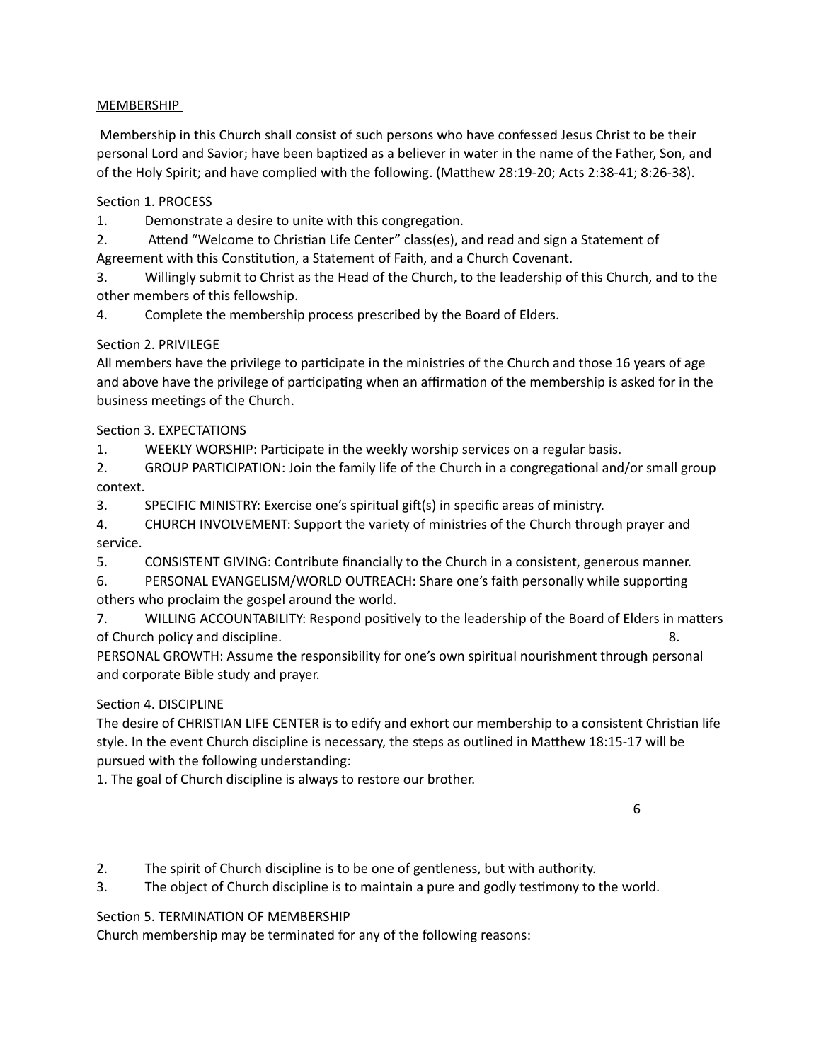## MEMBERSHIP

Membership in this Church shall consist of such persons who have confessed Jesus Christ to be their personal Lord and Savior; have been baptized as a believer in water in the name of the Father, Son, and of the Holy Spirit; and have complied with the following. (Matthew 28:19-20; Acts 2:38-41; 8:26-38).

### Section 1. PROCESS

1. Demonstrate a desire to unite with this congregation.
2. Attend "Welcome to Christian Life Center" class(es), and read and sign a Statement of Agreement with this Constitution, a Statement of Faith, and a Church Covenant.
3. Willingly submit to Christ as the Head of the Church, to the leadership of this Church, and to the other members of this fellowship.
4. Complete the membership process prescribed by the Board of Elders.

### Section 2. PRIVILEGE

All members have the privilege to participate in the ministries of the Church and those 16 years of age and above have the privilege of participating when an affirmation of the membership is asked for in the business meetings of the Church.

### Section 3. EXPECTATIONS

1. WEEKLY WORSHIP: Participate in the weekly worship services on a regular basis.
2. GROUP PARTICIPATION: Join the family life of the Church in a congregational and/or small group context.
3. SPECIFIC MINISTRY: Exercise one's spiritual gift(s) in specific areas of ministry.
4. CHURCH INVOLVEMENT: Support the variety of ministries of the Church through prayer and service.
5. CONSISTENT GIVING: Contribute financially to the Church in a consistent, generous manner.
6. PERSONAL EVANGELISM/WORLD OUTREACH: Share one's faith personally while supporting others who proclaim the gospel around the world.
7. WILLING ACCOUNTABILITY: Respond positively to the leadership of the Board of Elders in matters of Church policy and discipline.
8. PERSONAL GROWTH: Assume the responsibility for one's own spiritual nourishment through personal and corporate Bible study and prayer.

### Section 4. DISCIPLINE

The desire of CHRISTIAN LIFE CENTER is to edify and exhort our membership to a consistent Christian life style. In the event Church discipline is necessary, the steps as outlined in Matthew 18:15-17 will be pursued with the following understanding:

1. The goal of Church discipline is always to restore our brother.
2. The spirit of Church discipline is to be one of gentleness, but with authority.
3. The object of Church discipline is to maintain a pure and godly testimony to the world.

### Section 5. TERMINATION OF MEMBERSHIP

Church membership may be terminated for any of the following reasons: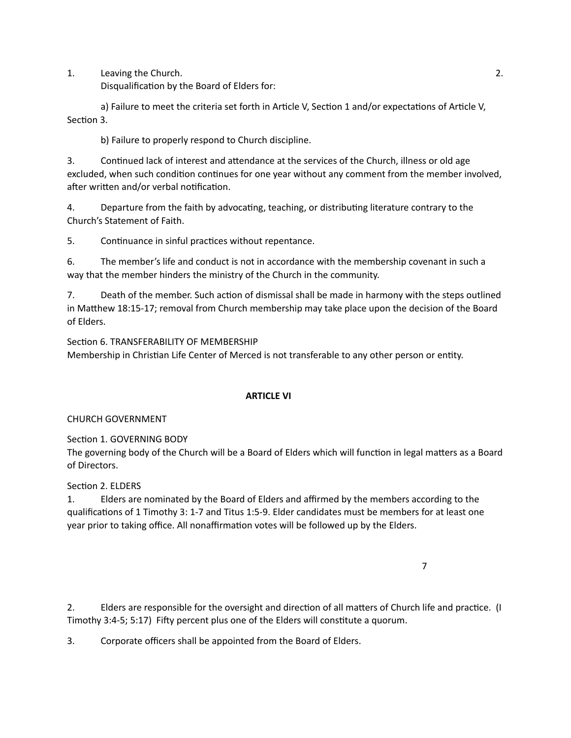1. Leaving the Church.

2. Disqualification by the Board of Elders for:

    a) Failure to meet the criteria set forth in Article V, Section 1 and/or expectations of Article V, Section 3.

    b) Failure to properly respond to Church discipline.

3. Continued lack of interest and attendance at the services of the Church, illness or old age excluded, when such condition continues for one year without any comment from the member involved, after written and/or verbal notification.

4. Departure from the faith by advocating, teaching, or distributing literature contrary to the Church's Statement of Faith.

5. Continuance in sinful practices without repentance.

6. The member's life and conduct is not in accordance with the membership covenant in such a way that the member hinders the ministry of the Church in the community.

7. Death of the member. Such action of dismissal shall be made in harmony with the steps outlined in Matthew 18:15-17; removal from Church membership may take place upon the decision of the Board of Elders.

Section 6. TRANSFERABILITY OF MEMBERSHIP
Membership in Christian Life Center of Merced is not transferable to any other person or entity.

## ARTICLE VI

CHURCH GOVERNMENT

Section 1. GOVERNING BODY
The governing body of the Church will be a Board of Elders which will function in legal matters as a Board of Directors.

Section 2. ELDERS

1. Elders are nominated by the Board of Elders and affirmed by the members according to the qualifications of 1 Timothy 3: 1-7 and Titus 1:5-9. Elder candidates must be members for at least one year prior to taking office. All nonaffirmation votes will be followed up by the Elders.

2. Elders are responsible for the oversight and direction of all matters of Church life and practice. (I Timothy 3:4-5; 5:17) Fifty percent plus one of the Elders will constitute a quorum.

3. Corporate officers shall be appointed from the Board of Elders.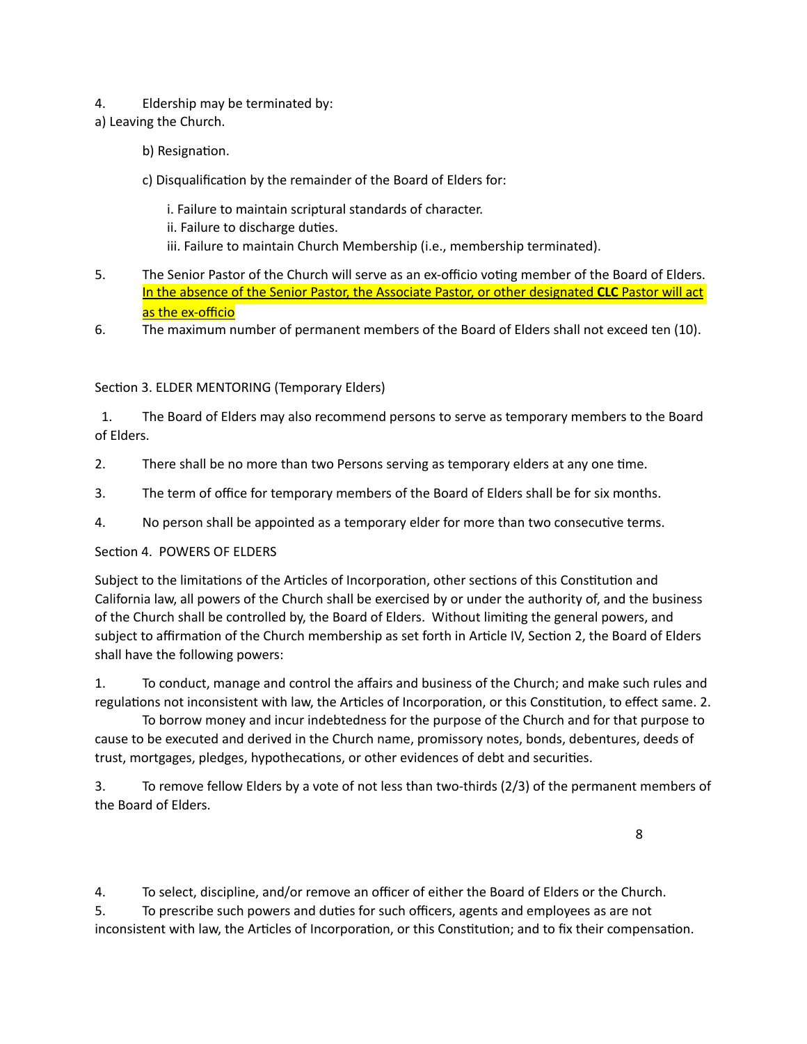4. Eldership may be terminated by:

a) Leaving the Church.

b) Resignation.

c) Disqualification by the remainder of the Board of Elders for:

i. Failure to maintain scriptural standards of character.
ii. Failure to discharge duties.
iii. Failure to maintain Church Membership (i.e., membership terminated).

5. The Senior Pastor of the Church will serve as an ex-officio voting member of the Board of Elders. In the absence of the Senior Pastor, the Associate Pastor, or other designated **CLC** Pastor will act as the ex-officio

6. The maximum number of permanent members of the Board of Elders shall not exceed ten (10).

Section 3. ELDER MENTORING (Temporary Elders)

1. The Board of Elders may also recommend persons to serve as temporary members to the Board of Elders.

2. There shall be no more than two Persons serving as temporary elders at any one time.

3. The term of office for temporary members of the Board of Elders shall be for six months.

4. No person shall be appointed as a temporary elder for more than two consecutive terms.

Section 4. POWERS OF ELDERS

Subject to the limitations of the Articles of Incorporation, other sections of this Constitution and California law, all powers of the Church shall be exercised by or under the authority of, and the business of the Church shall be controlled by, the Board of Elders. Without limiting the general powers, and subject to affirmation of the Church membership as set forth in Article IV, Section 2, the Board of Elders shall have the following powers:

1. To conduct, manage and control the affairs and business of the Church; and make such rules and regulations not inconsistent with law, the Articles of Incorporation, or this Constitution, to effect same.

2. To borrow money and incur indebtedness for the purpose of the Church and for that purpose to cause to be executed and derived in the Church name, promissory notes, bonds, debentures, deeds of trust, mortgages, pledges, hypothecations, or other evidences of debt and securities.

3. To remove fellow Elders by a vote of not less than two-thirds (2/3) of the permanent members of the Board of Elders.

4. To select, discipline, and/or remove an officer of either the Board of Elders or the Church.

5. To prescribe such powers and duties for such officers, agents and employees as are not inconsistent with law, the Articles of Incorporation, or this Constitution; and to fix their compensation.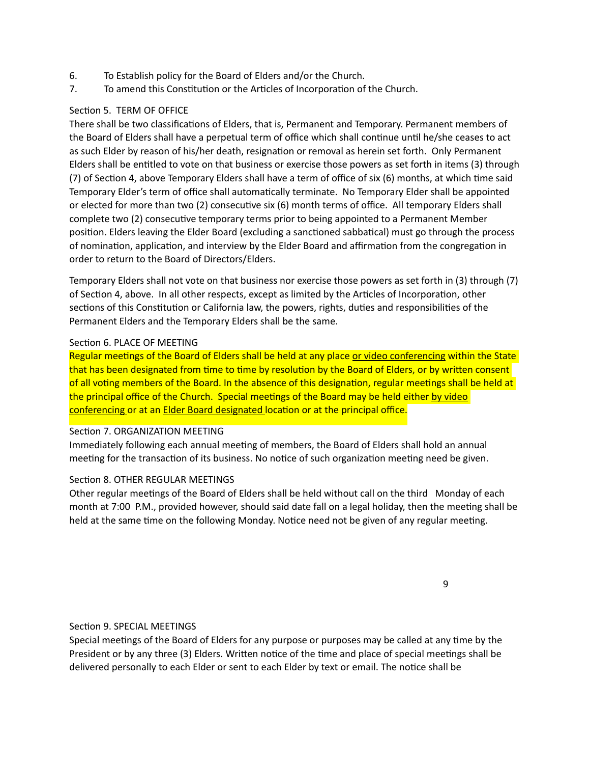6. To Establish policy for the Board of Elders and/or the Church.
7. To amend this Constitution or the Articles of Incorporation of the Church.

Section 5. TERM OF OFFICE

There shall be two classifications of Elders, that is, Permanent and Temporary. Permanent members of the Board of Elders shall have a perpetual term of office which shall continue until he/she ceases to act as such Elder by reason of his/her death, resignation or removal as herein set forth. Only Permanent Elders shall be entitled to vote on that business or exercise those powers as set forth in items (3) through (7) of Section 4, above Temporary Elders shall have a term of office of six (6) months, at which time said Temporary Elder's term of office shall automatically terminate. No Temporary Elder shall be appointed or elected for more than two (2) consecutive six (6) month terms of office. All temporary Elders shall complete two (2) consecutive temporary terms prior to being appointed to a Permanent Member position. Elders leaving the Elder Board (excluding a sanctioned sabbatical) must go through the process of nomination, application, and interview by the Elder Board and affirmation from the congregation in order to return to the Board of Directors/Elders.

Temporary Elders shall not vote on that business nor exercise those powers as set forth in (3) through (7) of Section 4, above. In all other respects, except as limited by the Articles of Incorporation, other sections of this Constitution or California law, the powers, rights, duties and responsibilities of the Permanent Elders and the Temporary Elders shall be the same.

Section 6. PLACE OF MEETING

Regular meetings of the Board of Elders shall be held at any place <u>or video conferencing</u> within the State that has been designated from time to time by resolution by the Board of Elders, or by written consent of all voting members of the Board. In the absence of this designation, regular meetings shall be held at the principal office of the Church. Special meetings of the Board may be held either <u>by video conferencing</u> or at an <u>Elder Board designated</u> location or at the principal office.

Section 7. ORGANIZATION MEETING

Immediately following each annual meeting of members, the Board of Elders shall hold an annual meeting for the transaction of its business. No notice of such organization meeting need be given.

Section 8. OTHER REGULAR MEETINGS

Other regular meetings of the Board of Elders shall be held without call on the third Monday of each month at 7:00 P.M., provided however, should said date fall on a legal holiday, then the meeting shall be held at the same time on the following Monday. Notice need not be given of any regular meeting.

Section 9. SPECIAL MEETINGS

Special meetings of the Board of Elders for any purpose or purposes may be called at any time by the President or by any three (3) Elders. Written notice of the time and place of special meetings shall be delivered personally to each Elder or sent to each Elder by text or email. The notice shall be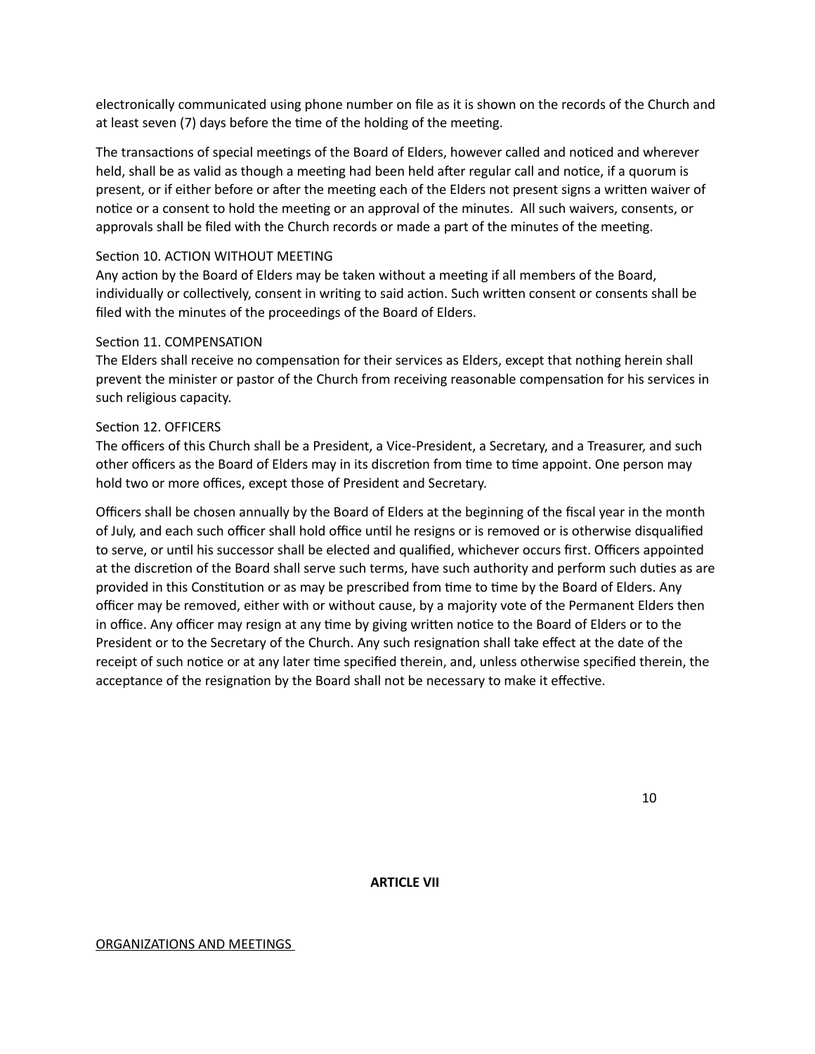electronically communicated using phone number on file as it is shown on the records of the Church and at least seven (7) days before the time of the holding of the meeting.

The transactions of special meetings of the Board of Elders, however called and noticed and wherever held, shall be as valid as though a meeting had been held after regular call and notice, if a quorum is present, or if either before or after the meeting each of the Elders not present signs a written waiver of notice or a consent to hold the meeting or an approval of the minutes. All such waivers, consents, or approvals shall be filed with the Church records or made a part of the minutes of the meeting.

Section 10. ACTION WITHOUT MEETING
Any action by the Board of Elders may be taken without a meeting if all members of the Board, individually or collectively, consent in writing to said action. Such written consent or consents shall be filed with the minutes of the proceedings of the Board of Elders.

Section 11. COMPENSATION
The Elders shall receive no compensation for their services as Elders, except that nothing herein shall prevent the minister or pastor of the Church from receiving reasonable compensation for his services in such religious capacity.

Section 12. OFFICERS
The officers of this Church shall be a President, a Vice-President, a Secretary, and a Treasurer, and such other officers as the Board of Elders may in its discretion from time to time appoint. One person may hold two or more offices, except those of President and Secretary.

Officers shall be chosen annually by the Board of Elders at the beginning of the fiscal year in the month of July, and each such officer shall hold office until he resigns or is removed or is otherwise disqualified to serve, or until his successor shall be elected and qualified, whichever occurs first. Officers appointed at the discretion of the Board shall serve such terms, have such authority and perform such duties as are provided in this Constitution or as may be prescribed from time to time by the Board of Elders. Any officer may be removed, either with or without cause, by a majority vote of the Permanent Elders then in office. Any officer may resign at any time by giving written notice to the Board of Elders or to the President or to the Secretary of the Church. Any such resignation shall take effect at the date of the receipt of such notice or at any later time specified therein, and, unless otherwise specified therein, the acceptance of the resignation by the Board shall not be necessary to make it effective.

## ARTICLE VII

ORGANIZATIONS AND MEETINGS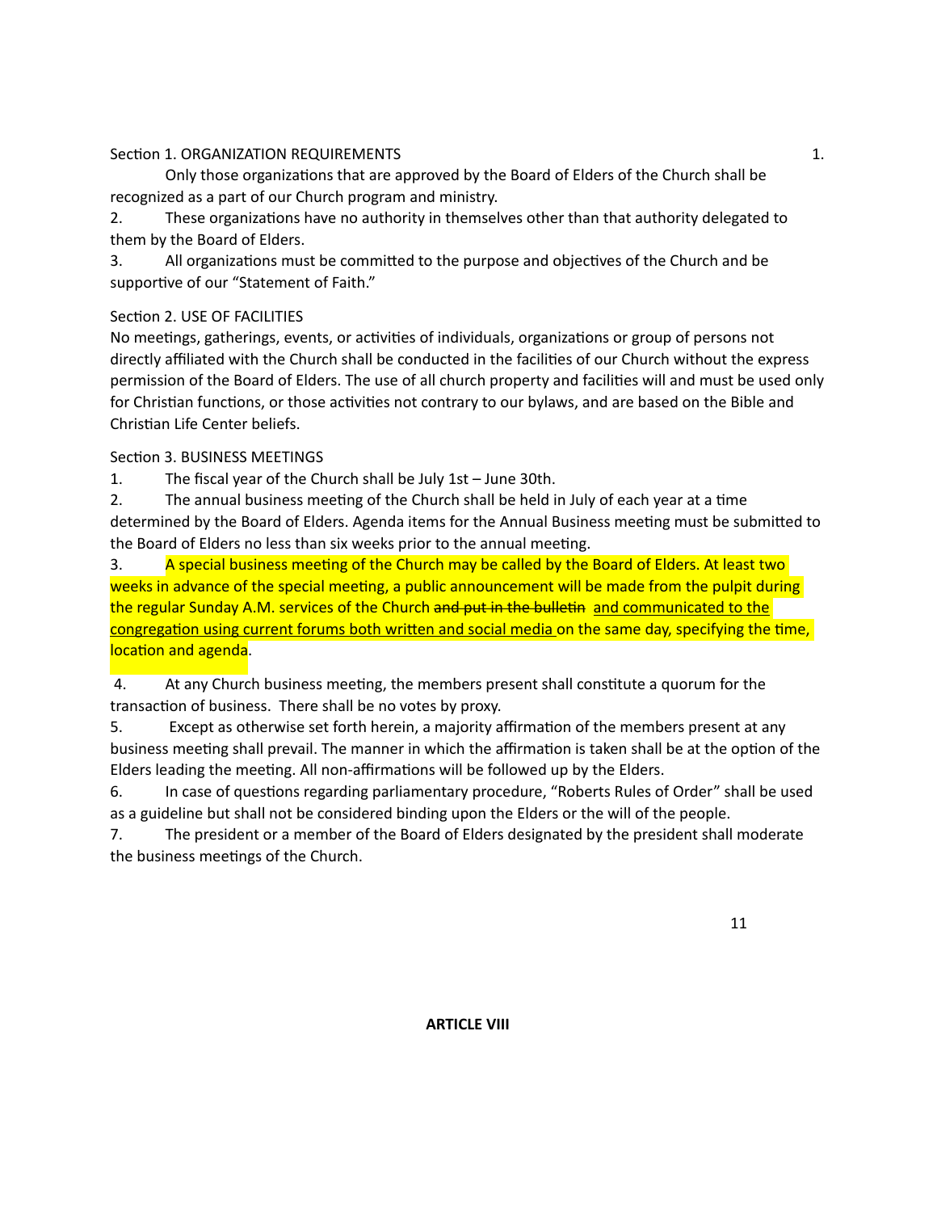Section 1. ORGANIZATION REQUIREMENTS

1. Only those organizations that are approved by the Board of Elders of the Church shall be recognized as a part of our Church program and ministry.
2. These organizations have no authority in themselves other than that authority delegated to them by the Board of Elders.
3. All organizations must be committed to the purpose and objectives of the Church and be supportive of our "Statement of Faith."

Section 2. USE OF FACILITIES

No meetings, gatherings, events, or activities of individuals, organizations or group of persons not directly affiliated with the Church shall be conducted in the facilities of our Church without the express permission of the Board of Elders. The use of all church property and facilities will and must be used only for Christian functions, or those activities not contrary to our bylaws, and are based on the Bible and Christian Life Center beliefs.

Section 3. BUSINESS MEETINGS

1. The fiscal year of the Church shall be July 1st – June 30th.
2. The annual business meeting of the Church shall be held in July of each year at a time determined by the Board of Elders. Agenda items for the Annual Business meeting must be submitted to the Board of Elders no less than six weeks prior to the annual meeting.
3. A special business meeting of the Church may be called by the Board of Elders. At least two weeks in advance of the special meeting, a public announcement will be made from the pulpit during the regular Sunday A.M. services of the Church ~~and put in the bulletin~~ <u>and communicated to the congregation using current forums both written and social media</u> on the same day, specifying the time, location and agenda.
4. At any Church business meeting, the members present shall constitute a quorum for the transaction of business. There shall be no votes by proxy.
5. Except as otherwise set forth herein, a majority affirmation of the members present at any business meeting shall prevail. The manner in which the affirmation is taken shall be at the option of the Elders leading the meeting. All non-affirmations will be followed up by the Elders.
6. In case of questions regarding parliamentary procedure, "Roberts Rules of Order" shall be used as a guideline but shall not be considered binding upon the Elders or the will of the people.
7. The president or a member of the Board of Elders designated by the president shall moderate the business meetings of the Church.

**ARTICLE VIII**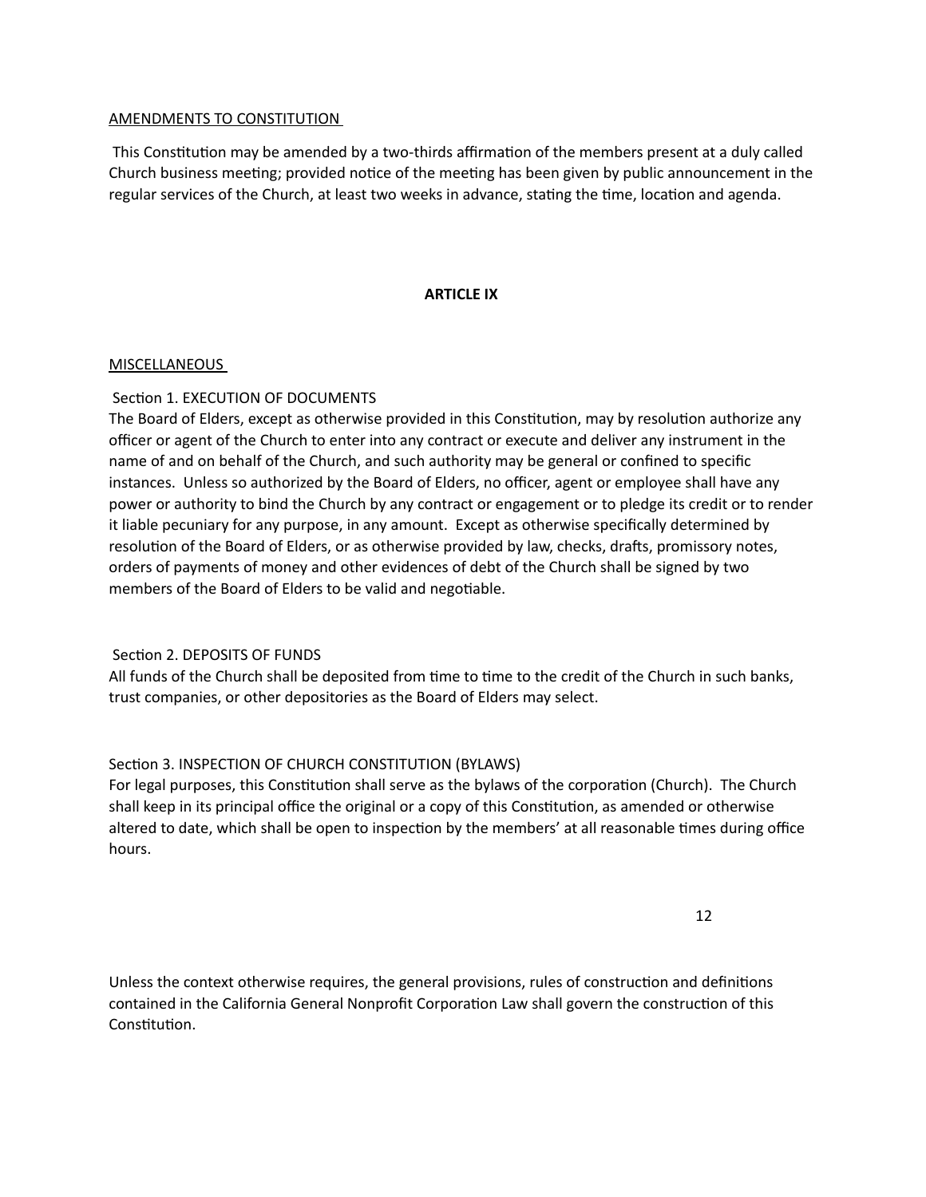AMENDMENTS TO CONSTITUTION

This Constitution may be amended by a two-thirds affirmation of the members present at a duly called Church business meeting; provided notice of the meeting has been given by public announcement in the regular services of the Church, at least two weeks in advance, stating the time, location and agenda.

**ARTICLE IX**

MISCELLANEOUS

Section 1. EXECUTION OF DOCUMENTS
The Board of Elders, except as otherwise provided in this Constitution, may by resolution authorize any officer or agent of the Church to enter into any contract or execute and deliver any instrument in the name of and on behalf of the Church, and such authority may be general or confined to specific instances. Unless so authorized by the Board of Elders, no officer, agent or employee shall have any power or authority to bind the Church by any contract or engagement or to pledge its credit or to render it liable pecuniary for any purpose, in any amount. Except as otherwise specifically determined by resolution of the Board of Elders, or as otherwise provided by law, checks, drafts, promissory notes, orders of payments of money and other evidences of debt of the Church shall be signed by two members of the Board of Elders to be valid and negotiable.

Section 2. DEPOSITS OF FUNDS
All funds of the Church shall be deposited from time to time to the credit of the Church in such banks, trust companies, or other depositories as the Board of Elders may select.

Section 3. INSPECTION OF CHURCH CONSTITUTION (BYLAWS)
For legal purposes, this Constitution shall serve as the bylaws of the corporation (Church). The Church shall keep in its principal office the original or a copy of this Constitution, as amended or otherwise altered to date, which shall be open to inspection by the members' at all reasonable times during office hours.

Unless the context otherwise requires, the general provisions, rules of construction and definitions contained in the California General Nonprofit Corporation Law shall govern the construction of this Constitution.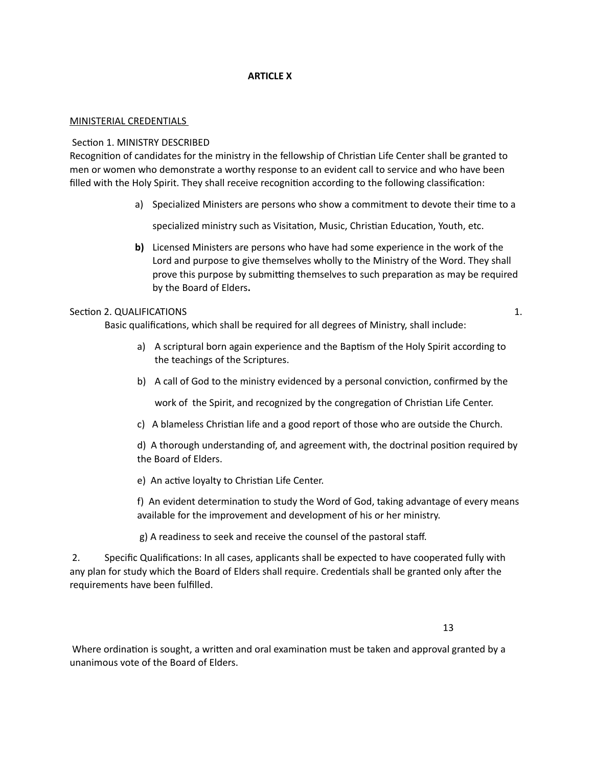**ARTICLE X**

<u>MINISTERIAL CREDENTIALS</u>

Section 1. MINISTRY DESCRIBED

Recognition of candidates for the ministry in the fellowship of Christian Life Center shall be granted to men or women who demonstrate a worthy response to an evident call to service and who have been filled with the Holy Spirit. They shall receive recognition according to the following classification:

a) Specialized Ministers are persons who show a commitment to devote their time to a specialized ministry such as Visitation, Music, Christian Education, Youth, etc.

**b)** Licensed Ministers are persons who have had some experience in the work of the Lord and purpose to give themselves wholly to the Ministry of the Word. They shall prove this purpose by submitting themselves to such preparation as may be required by the Board of Elders**.**

Section 2. QUALIFICATIONS

1. Basic qualifications, which shall be required for all degrees of Ministry, shall include:

a) A scriptural born again experience and the Baptism of the Holy Spirit according to the teachings of the Scriptures.

b) A call of God to the ministry evidenced by a personal conviction, confirmed by the work of the Spirit, and recognized by the congregation of Christian Life Center.

c) A blameless Christian life and a good report of those who are outside the Church.

d) A thorough understanding of, and agreement with, the doctrinal position required by the Board of Elders.

e) An active loyalty to Christian Life Center.

f) An evident determination to study the Word of God, taking advantage of every means available for the improvement and development of his or her ministry.

g) A readiness to seek and receive the counsel of the pastoral staff.

2. Specific Qualifications: In all cases, applicants shall be expected to have cooperated fully with any plan for study which the Board of Elders shall require. Credentials shall be granted only after the requirements have been fulfilled.

Where ordination is sought, a written and oral examination must be taken and approval granted by a unanimous vote of the Board of Elders.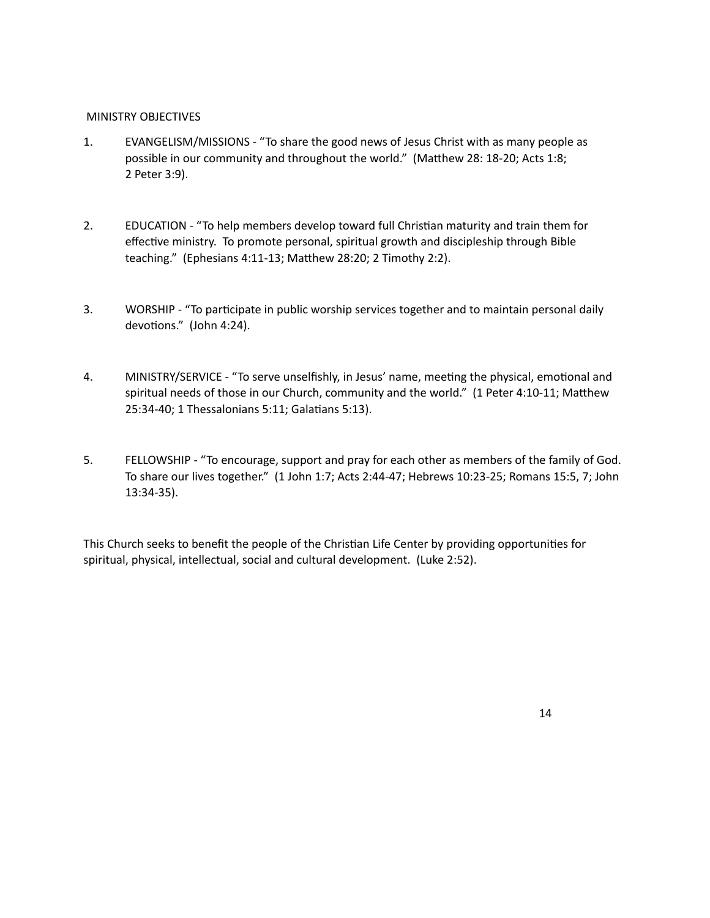MINISTRY OBJECTIVES

1. EVANGELISM/MISSIONS - “To share the good news of Jesus Christ with as many people as possible in our community and throughout the world.” (Matthew 28: 18-20; Acts 1:8; 2 Peter 3:9).

2. EDUCATION - “To help members develop toward full Christian maturity and train them for effective ministry. To promote personal, spiritual growth and discipleship through Bible teaching.” (Ephesians 4:11-13; Matthew 28:20; 2 Timothy 2:2).

3. WORSHIP - “To participate in public worship services together and to maintain personal daily devotions.” (John 4:24).

4. MINISTRY/SERVICE - “To serve unselfishly, in Jesus’ name, meeting the physical, emotional and spiritual needs of those in our Church, community and the world.” (1 Peter 4:10-11; Matthew 25:34-40; 1 Thessalonians 5:11; Galatians 5:13).

5. FELLOWSHIP - “To encourage, support and pray for each other as members of the family of God. To share our lives together.” (1 John 1:7; Acts 2:44-47; Hebrews 10:23-25; Romans 15:5, 7; John 13:34-35).

This Church seeks to benefit the people of the Christian Life Center by providing opportunities for spiritual, physical, intellectual, social and cultural development. (Luke 2:52).